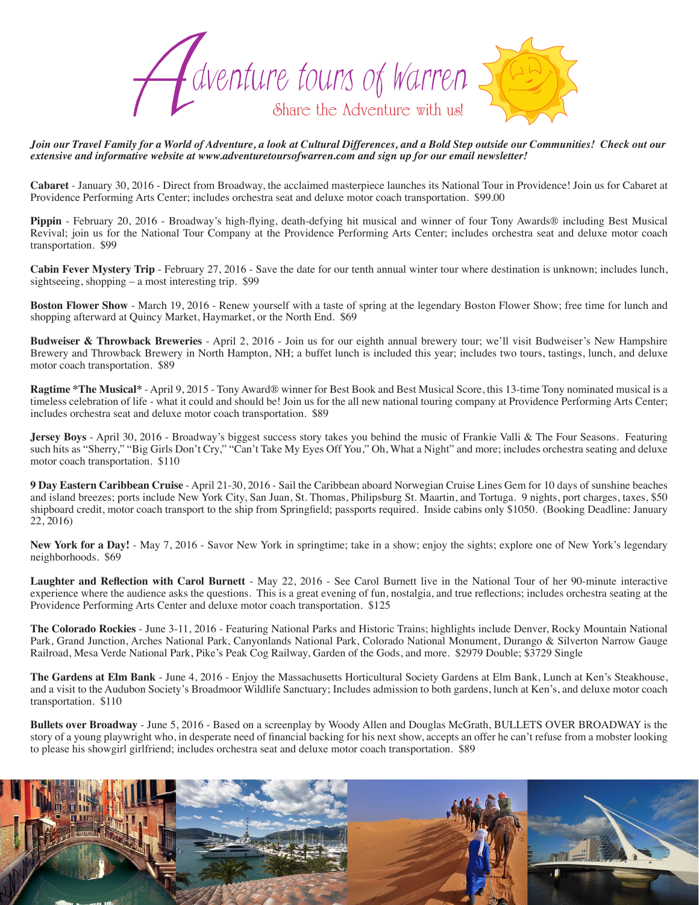# Adventure tours of Warren

Share the Adventure with us!

***Join our Travel Family for a World of Adventure, a look at Cultural Differences, and a Bold Step outside our Communities! Check out our extensive and informative website at www.adventuretoursofwarren.com and sign up for our email newsletter!***

**Cabaret** - January 30, 2016 - Direct from Broadway, the acclaimed masterpiece launches its National Tour in Providence! Join us for Cabaret at Providence Performing Arts Center; includes orchestra seat and deluxe motor coach transportation. $99.00

**Pippin** - February 20, 2016 - Broadway's high-flying, death-defying hit musical and winner of four Tony Awards® including Best Musical Revival; join us for the National Tour Company at the Providence Performing Arts Center; includes orchestra seat and deluxe motor coach transportation. $99

**Cabin Fever Mystery Trip** - February 27, 2016 - Save the date for our tenth annual winter tour where destination is unknown; includes lunch, sightseeing, shopping – a most interesting trip. $99

**Boston Flower Show** - March 19, 2016 - Renew yourself with a taste of spring at the legendary Boston Flower Show; free time for lunch and shopping afterward at Quincy Market, Haymarket, or the North End. $69

**Budweiser & Throwback Breweries** - April 2, 2016 - Join us for our eighth annual brewery tour; we'll visit Budweiser's New Hampshire Brewery and Throwback Brewery in North Hampton, NH; a buffet lunch is included this year; includes two tours, tastings, lunch, and deluxe motor coach transportation. $89

**Ragtime *The Musical*** - April 9, 2015 - Tony Award® winner for Best Book and Best Musical Score, this 13-time Tony nominated musical is a timeless celebration of life - what it could and should be! Join us for the all new national touring company at Providence Performing Arts Center; includes orchestra seat and deluxe motor coach transportation. $89

**Jersey Boys** - April 30, 2016 - Broadway's biggest success story takes you behind the music of Frankie Valli & The Four Seasons. Featuring such hits as "Sherry," "Big Girls Don't Cry," "Can't Take My Eyes Off You," Oh, What a Night" and more; includes orchestra seating and deluxe motor coach transportation. $110

**9 Day Eastern Caribbean Cruise** - April 21-30, 2016 - Sail the Caribbean aboard Norwegian Cruise Lines Gem for 10 days of sunshine beaches and island breezes; ports include New York City, San Juan, St. Thomas, Philipsburg St. Maartin, and Tortuga. 9 nights, port charges, taxes, $50 shipboard credit, motor coach transport to the ship from Springfield; passports required. Inside cabins only $1050. (Booking Deadline: January 22, 2016)

**New York for a Day!** - May 7, 2016 - Savor New York in springtime; take in a show; enjoy the sights; explore one of New York's legendary neighborhoods. $69

**Laughter and Reflection with Carol Burnett** - May 22, 2016 - See Carol Burnett live in the National Tour of her 90-minute interactive experience where the audience asks the questions. This is a great evening of fun, nostalgia, and true reflections; includes orchestra seating at the Providence Performing Arts Center and deluxe motor coach transportation. $125

**The Colorado Rockies** - June 3-11, 2016 - Featuring National Parks and Historic Trains; highlights include Denver, Rocky Mountain National Park, Grand Junction, Arches National Park, Canyonlands National Park, Colorado National Monument, Durango & Silverton Narrow Gauge Railroad, Mesa Verde National Park, Pike's Peak Cog Railway, Garden of the Gods, and more. $2979 Double; $3729 Single

**The Gardens at Elm Bank** - June 4, 2016 - Enjoy the Massachusetts Horticultural Society Gardens at Elm Bank, Lunch at Ken's Steakhouse, and a visit to the Audubon Society's Broadmoor Wildlife Sanctuary; Includes admission to both gardens, lunch at Ken's, and deluxe motor coach transportation. $110

**Bullets over Broadway** - June 5, 2016 - Based on a screenplay by Woody Allen and Douglas McGrath, BULLETS OVER BROADWAY is the story of a young playwright who, in desperate need of financial backing for his next show, accepts an offer he can't refuse from a mobster looking to please his showgirl girlfriend; includes orchestra seat and deluxe motor coach transportation. $89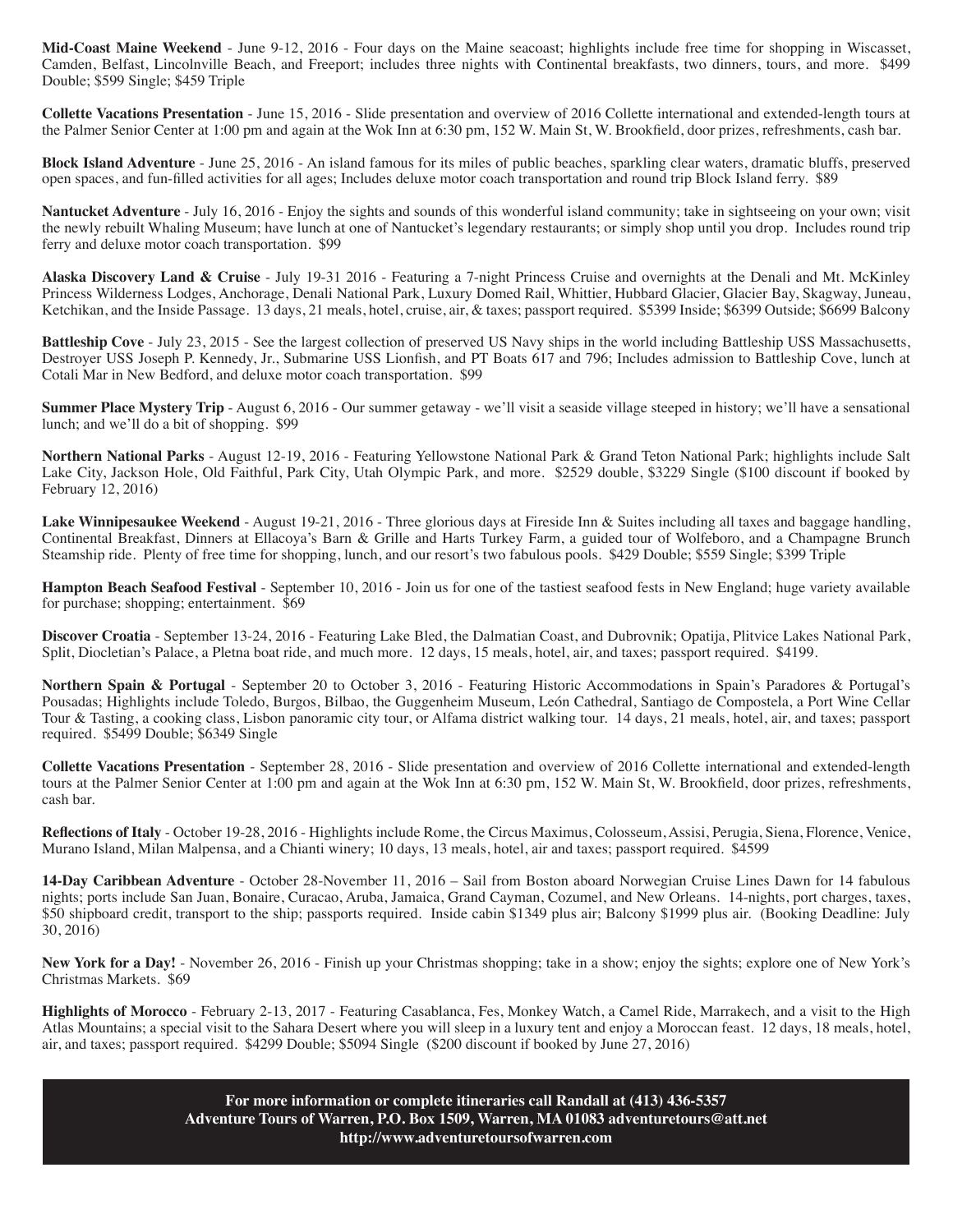**Mid-Coast Maine Weekend** - June 9-12, 2016 - Four days on the Maine seacoast; highlights include free time for shopping in Wiscasset, Camden, Belfast, Lincolnville Beach, and Freeport; includes three nights with Continental breakfasts, two dinners, tours, and more. $499 Double; $599 Single; $459 Triple

**Collette Vacations Presentation** - June 15, 2016 - Slide presentation and overview of 2016 Collette international and extended-length tours at the Palmer Senior Center at 1:00 pm and again at the Wok Inn at 6:30 pm, 152 W. Main St, W. Brookfield, door prizes, refreshments, cash bar.

**Block Island Adventure** - June 25, 2016 - An island famous for its miles of public beaches, sparkling clear waters, dramatic bluffs, preserved open spaces, and fun-filled activities for all ages; Includes deluxe motor coach transportation and round trip Block Island ferry. $89

**Nantucket Adventure** - July 16, 2016 - Enjoy the sights and sounds of this wonderful island community; take in sightseeing on your own; visit the newly rebuilt Whaling Museum; have lunch at one of Nantucket's legendary restaurants; or simply shop until you drop. Includes round trip ferry and deluxe motor coach transportation. $99

**Alaska Discovery Land & Cruise** - July 19-31 2016 - Featuring a 7-night Princess Cruise and overnights at the Denali and Mt. McKinley Princess Wilderness Lodges, Anchorage, Denali National Park, Luxury Domed Rail, Whittier, Hubbard Glacier, Glacier Bay, Skagway, Juneau, Ketchikan, and the Inside Passage. 13 days, 21 meals, hotel, cruise, air, & taxes; passport required. $5399 Inside; $6399 Outside; $6699 Balcony

**Battleship Cove** - July 23, 2015 - See the largest collection of preserved US Navy ships in the world including Battleship USS Massachusetts, Destroyer USS Joseph P. Kennedy, Jr., Submarine USS Lionfish, and PT Boats 617 and 796; Includes admission to Battleship Cove, lunch at Cotali Mar in New Bedford, and deluxe motor coach transportation. $99

**Summer Place Mystery Trip** - August 6, 2016 - Our summer getaway - we'll visit a seaside village steeped in history; we'll have a sensational lunch; and we'll do a bit of shopping. $99

**Northern National Parks** - August 12-19, 2016 - Featuring Yellowstone National Park & Grand Teton National Park; highlights include Salt Lake City, Jackson Hole, Old Faithful, Park City, Utah Olympic Park, and more. $2529 double, $3229 Single ($100 discount if booked by February 12, 2016)

**Lake Winnipesaukee Weekend** - August 19-21, 2016 - Three glorious days at Fireside Inn & Suites including all taxes and baggage handling, Continental Breakfast, Dinners at Ellacoya's Barn & Grille and Harts Turkey Farm, a guided tour of Wolfeboro, and a Champagne Brunch Steamship ride. Plenty of free time for shopping, lunch, and our resort's two fabulous pools. $429 Double; $559 Single; $399 Triple

**Hampton Beach Seafood Festival** - September 10, 2016 - Join us for one of the tastiest seafood fests in New England; huge variety available for purchase; shopping; entertainment. $69

**Discover Croatia** - September 13-24, 2016 - Featuring Lake Bled, the Dalmatian Coast, and Dubrovnik; Opatija, Plitvice Lakes National Park, Split, Diocletian's Palace, a Pletna boat ride, and much more. 12 days, 15 meals, hotel, air, and taxes; passport required. $4199.

**Northern Spain & Portugal** - September 20 to October 3, 2016 - Featuring Historic Accommodations in Spain's Paradores & Portugal's Pousadas; Highlights include Toledo, Burgos, Bilbao, the Guggenheim Museum, León Cathedral, Santiago de Compostela, a Port Wine Cellar Tour & Tasting, a cooking class, Lisbon panoramic city tour, or Alfama district walking tour. 14 days, 21 meals, hotel, air, and taxes; passport required. $5499 Double; $6349 Single

**Collette Vacations Presentation** - September 28, 2016 - Slide presentation and overview of 2016 Collette international and extended-length tours at the Palmer Senior Center at 1:00 pm and again at the Wok Inn at 6:30 pm, 152 W. Main St, W. Brookfield, door prizes, refreshments, cash bar.

**Reflections of Italy** - October 19-28, 2016 - Highlights include Rome, the Circus Maximus, Colosseum, Assisi, Perugia, Siena, Florence, Venice, Murano Island, Milan Malpensa, and a Chianti winery; 10 days, 13 meals, hotel, air and taxes; passport required. $4599

**14-Day Caribbean Adventure** - October 28-November 11, 2016 – Sail from Boston aboard Norwegian Cruise Lines Dawn for 14 fabulous nights; ports include San Juan, Bonaire, Curacao, Aruba, Jamaica, Grand Cayman, Cozumel, and New Orleans. 14-nights, port charges, taxes, $50 shipboard credit, transport to the ship; passports required. Inside cabin $1349 plus air; Balcony $1999 plus air. (Booking Deadline: July 30, 2016)

**New York for a Day!** - November 26, 2016 - Finish up your Christmas shopping; take in a show; enjoy the sights; explore one of New York's Christmas Markets. $69

**Highlights of Morocco** - February 2-13, 2017 - Featuring Casablanca, Fes, Monkey Watch, a Camel Ride, Marrakech, and a visit to the High Atlas Mountains; a special visit to the Sahara Desert where you will sleep in a luxury tent and enjoy a Moroccan feast. 12 days, 18 meals, hotel, air, and taxes; passport required. $4299 Double; $5094 Single ($200 discount if booked by June 27, 2016)

**For more information or complete itineraries call Randall at (413) 436-5357**
**Adventure Tours of Warren, P.O. Box 1509, Warren, MA 01083 adventuretours@att.net**
**http://www.adventuretoursofwarren.com**